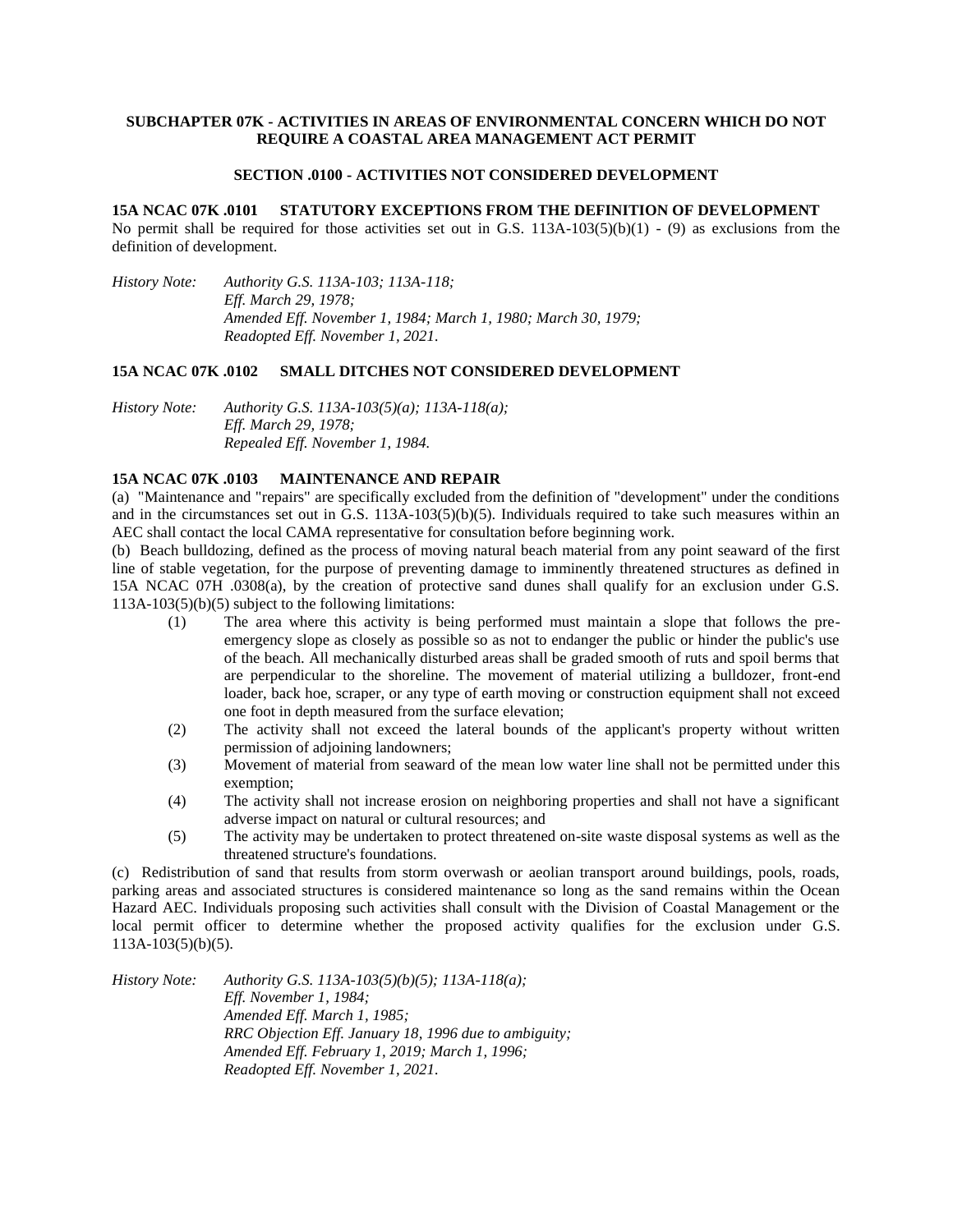# SUBCHAPTER 07K - ACTIVITIES IN AREAS OF ENVIRONMENTAL CONCERN WHICH DO NOT REQUIRE A COASTAL AREA MANAGEMENT ACT PERMIT

## SECTION .0100 - ACTIVITIES NOT CONSIDERED DEVELOPMENT

### 15A NCAC 07K .0101 STATUTORY EXCEPTIONS FROM THE DEFINITION OF DEVELOPMENT

No permit shall be required for those activities set out in G.S. 113A-103(5)(b)(1) - (9) as exclusions from the definition of development.

*History Note: Authority G.S. 113A-103; 113A-118;*
*Eff. March 29, 1978;*
*Amended Eff. November 1, 1984; March 1, 1980; March 30, 1979;*
*Readopted Eff. November 1, 2021.*

### 15A NCAC 07K .0102 SMALL DITCHES NOT CONSIDERED DEVELOPMENT

*History Note: Authority G.S. 113A-103(5)(a); 113A-118(a);*
*Eff. March 29, 1978;*
*Repealed Eff. November 1, 1984.*

### 15A NCAC 07K .0103 MAINTENANCE AND REPAIR

(a) "Maintenance and "repairs" are specifically excluded from the definition of "development" under the conditions and in the circumstances set out in G.S. 113A-103(5)(b)(5). Individuals required to take such measures within an AEC shall contact the local CAMA representative for consultation before beginning work.

(b) Beach bulldozing, defined as the process of moving natural beach material from any point seaward of the first line of stable vegetation, for the purpose of preventing damage to imminently threatened structures as defined in 15A NCAC 07H .0308(a), by the creation of protective sand dunes shall qualify for an exclusion under G.S. 113A-103(5)(b)(5) subject to the following limitations:

(1) The area where this activity is being performed must maintain a slope that follows the pre-emergency slope as closely as possible so as not to endanger the public or hinder the public's use of the beach. All mechanically disturbed areas shall be graded smooth of ruts and spoil berms that are perpendicular to the shoreline. The movement of material utilizing a bulldozer, front-end loader, back hoe, scraper, or any type of earth moving or construction equipment shall not exceed one foot in depth measured from the surface elevation;

(2) The activity shall not exceed the lateral bounds of the applicant's property without written permission of adjoining landowners;

(3) Movement of material from seaward of the mean low water line shall not be permitted under this exemption;

(4) The activity shall not increase erosion on neighboring properties and shall not have a significant adverse impact on natural or cultural resources; and

(5) The activity may be undertaken to protect threatened on-site waste disposal systems as well as the threatened structure's foundations.

(c) Redistribution of sand that results from storm overwash or aeolian transport around buildings, pools, roads, parking areas and associated structures is considered maintenance so long as the sand remains within the Ocean Hazard AEC. Individuals proposing such activities shall consult with the Division of Coastal Management or the local permit officer to determine whether the proposed activity qualifies for the exclusion under G.S. 113A-103(5)(b)(5).

*History Note: Authority G.S. 113A-103(5)(b)(5); 113A-118(a);*
*Eff. November 1, 1984;*
*Amended Eff. March 1, 1985;*
*RRC Objection Eff. January 18, 1996 due to ambiguity;*
*Amended Eff. February 1, 2019; March 1, 1996;*
*Readopted Eff. November 1, 2021.*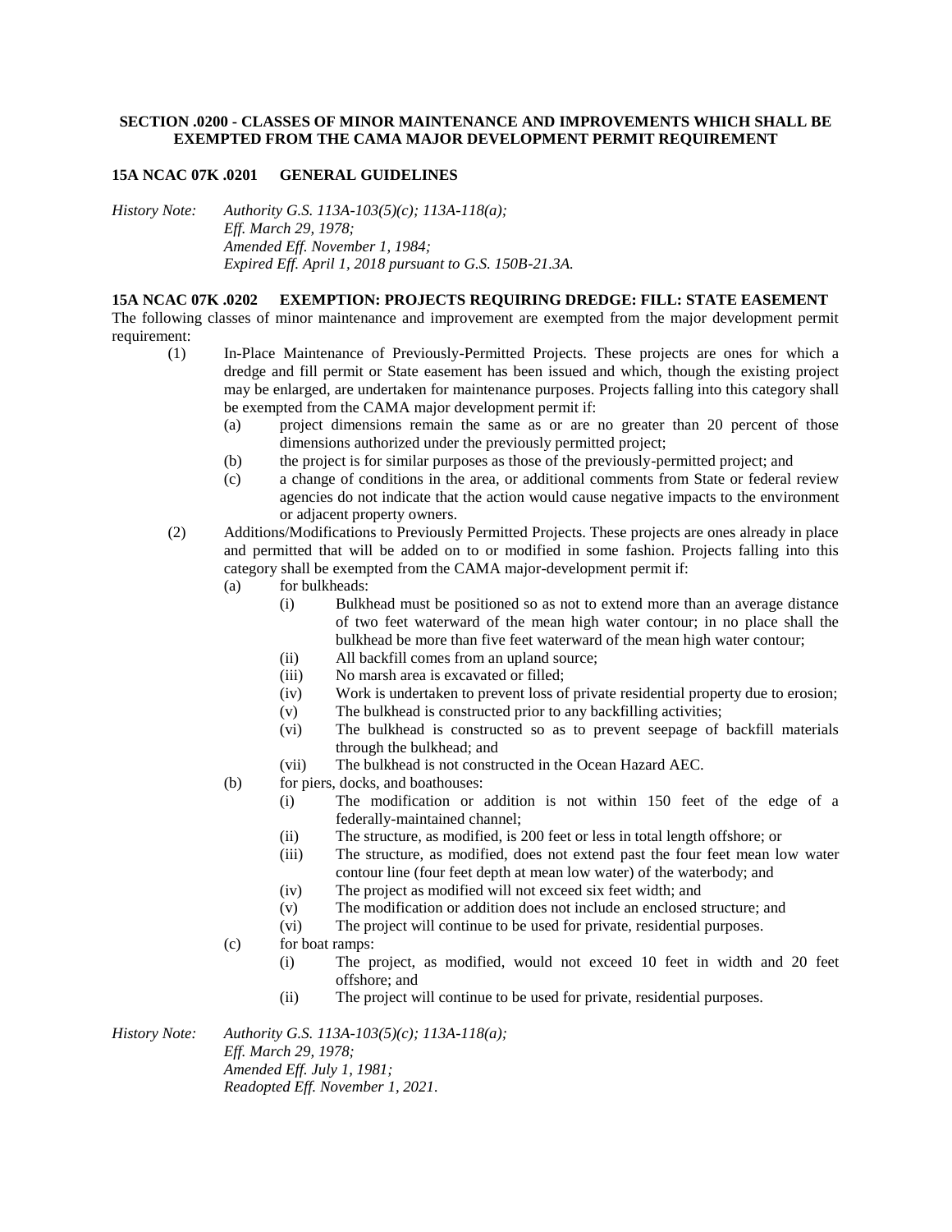**SECTION .0200 - CLASSES OF MINOR MAINTENANCE AND IMPROVEMENTS WHICH SHALL BE EXEMPTED FROM THE CAMA MAJOR DEVELOPMENT PERMIT REQUIREMENT**

**15A NCAC 07K .0201 GENERAL GUIDELINES**

*History Note: Authority G.S. 113A-103(5)(c); 113A-118(a);*
*Eff. March 29, 1978;*
*Amended Eff. November 1, 1984;*
*Expired Eff. April 1, 2018 pursuant to G.S. 150B-21.3A.*

**15A NCAC 07K .0202 EXEMPTION: PROJECTS REQUIRING DREDGE: FILL: STATE EASEMENT**

The following classes of minor maintenance and improvement are exempted from the major development permit requirement:

(1) In-Place Maintenance of Previously-Permitted Projects. These projects are ones for which a dredge and fill permit or State easement has been issued and which, though the existing project may be enlarged, are undertaken for maintenance purposes. Projects falling into this category shall be exempted from the CAMA major development permit if:
   - (a) project dimensions remain the same as or are no greater than 20 percent of those dimensions authorized under the previously permitted project;
   - (b) the project is for similar purposes as those of the previously-permitted project; and
   - (c) a change of conditions in the area, or additional comments from State or federal review agencies do not indicate that the action would cause negative impacts to the environment or adjacent property owners.

(2) Additions/Modifications to Previously Permitted Projects. These projects are ones already in place and permitted that will be added on to or modified in some fashion. Projects falling into this category shall be exempted from the CAMA major-development permit if:
   - (a) for bulkheads:
     - (i) Bulkhead must be positioned so as not to extend more than an average distance of two feet waterward of the mean high water contour; in no place shall the bulkhead be more than five feet waterward of the mean high water contour;
     - (ii) All backfill comes from an upland source;
     - (iii) No marsh area is excavated or filled;
     - (iv) Work is undertaken to prevent loss of private residential property due to erosion;
     - (v) The bulkhead is constructed prior to any backfilling activities;
     - (vi) The bulkhead is constructed so as to prevent seepage of backfill materials through the bulkhead; and
     - (vii) The bulkhead is not constructed in the Ocean Hazard AEC.
   - (b) for piers, docks, and boathouses:
     - (i) The modification or addition is not within 150 feet of the edge of a federally-maintained channel;
     - (ii) The structure, as modified, is 200 feet or less in total length offshore; or
     - (iii) The structure, as modified, does not extend past the four feet mean low water contour line (four feet depth at mean low water) of the waterbody; and
     - (iv) The project as modified will not exceed six feet width; and
     - (v) The modification or addition does not include an enclosed structure; and
     - (vi) The project will continue to be used for private, residential purposes.
   - (c) for boat ramps:
     - (i) The project, as modified, would not exceed 10 feet in width and 20 feet offshore; and
     - (ii) The project will continue to be used for private, residential purposes.

*History Note: Authority G.S. 113A-103(5)(c); 113A-118(a);*
*Eff. March 29, 1978;*
*Amended Eff. July 1, 1981;*
*Readopted Eff. November 1, 2021.*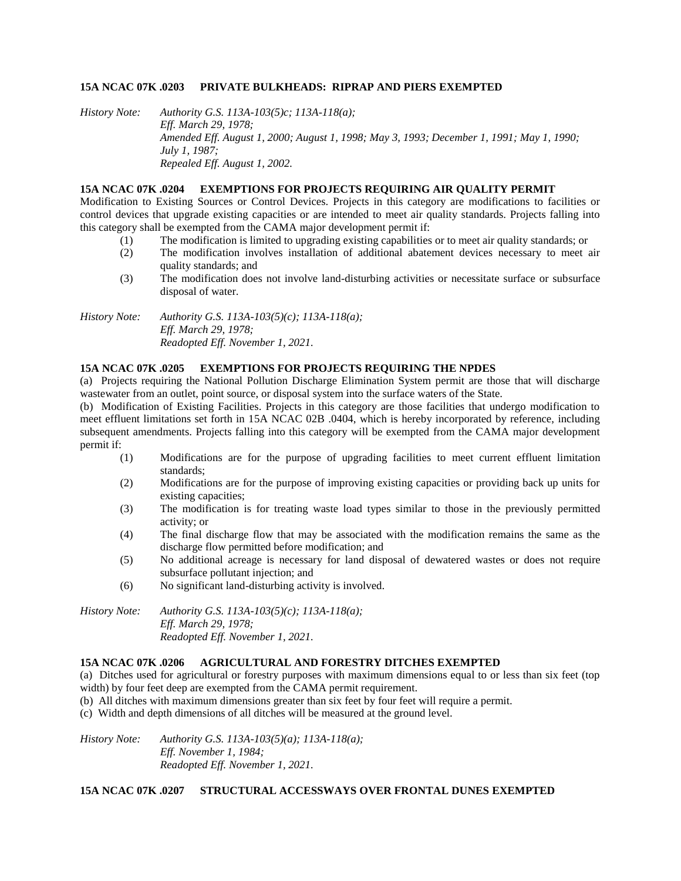**15A NCAC 07K .0203 PRIVATE BULKHEADS: RIPRAP AND PIERS EXEMPTED**

*History Note: Authority G.S. 113A-103(5)c; 113A-118(a);*
*Eff. March 29, 1978;*
*Amended Eff. August 1, 2000; August 1, 1998; May 3, 1993; December 1, 1991; May 1, 1990; July 1, 1987;*
*Repealed Eff. August 1, 2002.*

**15A NCAC 07K .0204 EXEMPTIONS FOR PROJECTS REQUIRING AIR QUALITY PERMIT**

Modification to Existing Sources or Control Devices. Projects in this category are modifications to facilities or control devices that upgrade existing capacities or are intended to meet air quality standards. Projects falling into this category shall be exempted from the CAMA major development permit if:

(1) The modification is limited to upgrading existing capabilities or to meet air quality standards; or
(2) The modification involves installation of additional abatement devices necessary to meet air quality standards; and
(3) The modification does not involve land-disturbing activities or necessitate surface or subsurface disposal of water.

*History Note: Authority G.S. 113A-103(5)(c); 113A-118(a);*
*Eff. March 29, 1978;*
*Readopted Eff. November 1, 2021.*

**15A NCAC 07K .0205 EXEMPTIONS FOR PROJECTS REQUIRING THE NPDES**

(a) Projects requiring the National Pollution Discharge Elimination System permit are those that will discharge wastewater from an outlet, point source, or disposal system into the surface waters of the State.

(b) Modification of Existing Facilities. Projects in this category are those facilities that undergo modification to meet effluent limitations set forth in 15A NCAC 02B .0404, which is hereby incorporated by reference, including subsequent amendments. Projects falling into this category will be exempted from the CAMA major development permit if:

(1) Modifications are for the purpose of upgrading facilities to meet current effluent limitation standards;
(2) Modifications are for the purpose of improving existing capacities or providing back up units for existing capacities;
(3) The modification is for treating waste load types similar to those in the previously permitted activity; or
(4) The final discharge flow that may be associated with the modification remains the same as the discharge flow permitted before modification; and
(5) No additional acreage is necessary for land disposal of dewatered wastes or does not require subsurface pollutant injection; and
(6) No significant land-disturbing activity is involved.

*History Note: Authority G.S. 113A-103(5)(c); 113A-118(a);*
*Eff. March 29, 1978;*
*Readopted Eff. November 1, 2021.*

**15A NCAC 07K .0206 AGRICULTURAL AND FORESTRY DITCHES EXEMPTED**

(a) Ditches used for agricultural or forestry purposes with maximum dimensions equal to or less than six feet (top width) by four feet deep are exempted from the CAMA permit requirement.

(b) All ditches with maximum dimensions greater than six feet by four feet will require a permit.

(c) Width and depth dimensions of all ditches will be measured at the ground level.

*History Note: Authority G.S. 113A-103(5)(a); 113A-118(a);*
*Eff. November 1, 1984;*
*Readopted Eff. November 1, 2021.*

**15A NCAC 07K .0207 STRUCTURAL ACCESSWAYS OVER FRONTAL DUNES EXEMPTED**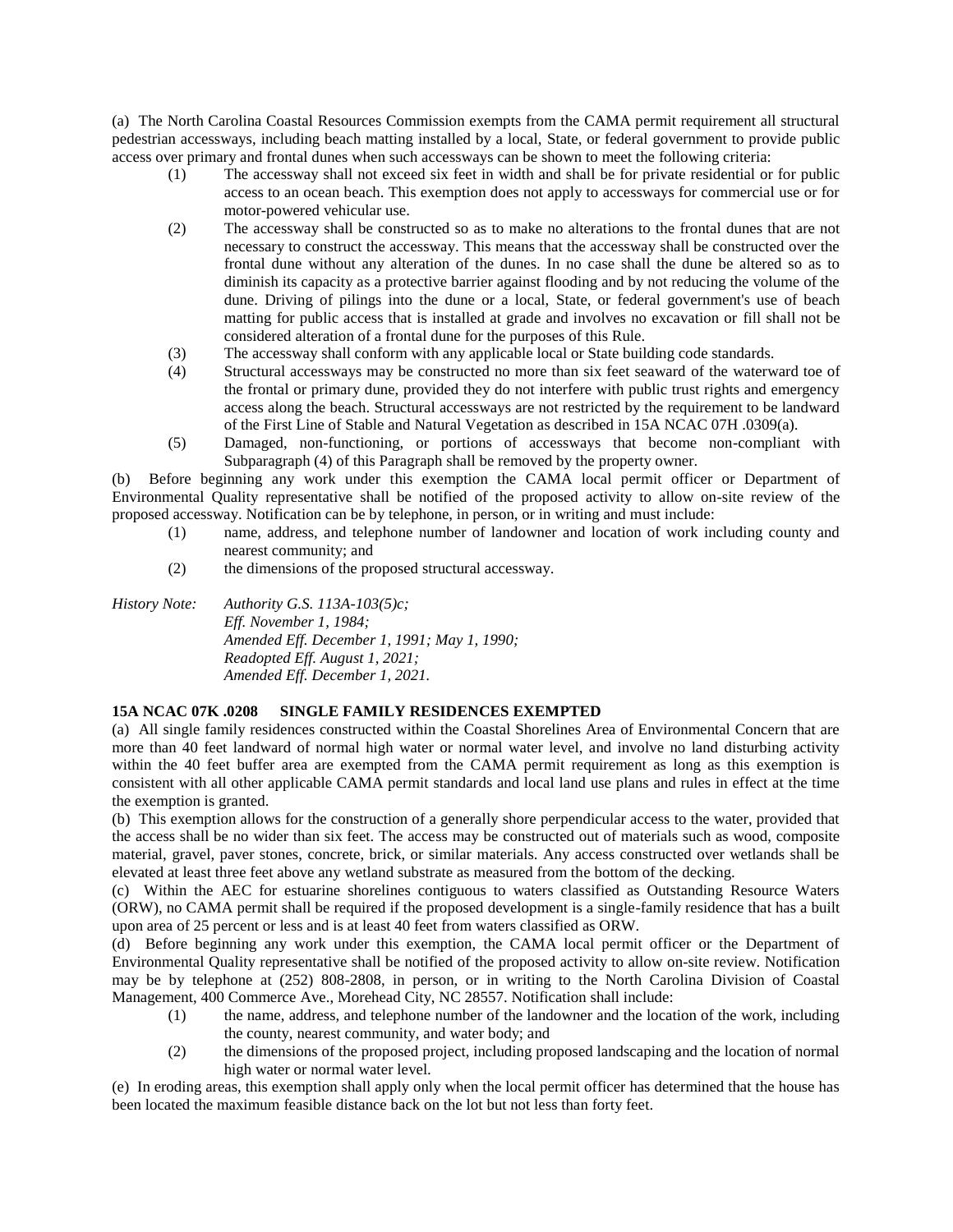(a) The North Carolina Coastal Resources Commission exempts from the CAMA permit requirement all structural pedestrian accessways, including beach matting installed by a local, State, or federal government to provide public access over primary and frontal dunes when such accessways can be shown to meet the following criteria:

(1) The accessway shall not exceed six feet in width and shall be for private residential or for public access to an ocean beach. This exemption does not apply to accessways for commercial use or for motor-powered vehicular use.

(2) The accessway shall be constructed so as to make no alterations to the frontal dunes that are not necessary to construct the accessway. This means that the accessway shall be constructed over the frontal dune without any alteration of the dunes. In no case shall the dune be altered so as to diminish its capacity as a protective barrier against flooding and by not reducing the volume of the dune. Driving of pilings into the dune or a local, State, or federal government's use of beach matting for public access that is installed at grade and involves no excavation or fill shall not be considered alteration of a frontal dune for the purposes of this Rule.

(3) The accessway shall conform with any applicable local or State building code standards.

(4) Structural accessways may be constructed no more than six feet seaward of the waterward toe of the frontal or primary dune, provided they do not interfere with public trust rights and emergency access along the beach. Structural accessways are not restricted by the requirement to be landward of the First Line of Stable and Natural Vegetation as described in 15A NCAC 07H .0309(a).

(5) Damaged, non-functioning, or portions of accessways that become non-compliant with Subparagraph (4) of this Paragraph shall be removed by the property owner.

(b) Before beginning any work under this exemption the CAMA local permit officer or Department of Environmental Quality representative shall be notified of the proposed activity to allow on-site review of the proposed accessway. Notification can be by telephone, in person, or in writing and must include:

(1) name, address, and telephone number of landowner and location of work including county and nearest community; and

(2) the dimensions of the proposed structural accessway.

*History Note: Authority G.S. 113A-103(5)c;*
*Eff. November 1, 1984;*
*Amended Eff. December 1, 1991; May 1, 1990;*
*Readopted Eff. August 1, 2021;*
*Amended Eff. December 1, 2021.*

**15A NCAC 07K .0208 SINGLE FAMILY RESIDENCES EXEMPTED**

(a) All single family residences constructed within the Coastal Shorelines Area of Environmental Concern that are more than 40 feet landward of normal high water or normal water level, and involve no land disturbing activity within the 40 feet buffer area are exempted from the CAMA permit requirement as long as this exemption is consistent with all other applicable CAMA permit standards and local land use plans and rules in effect at the time the exemption is granted.

(b) This exemption allows for the construction of a generally shore perpendicular access to the water, provided that the access shall be no wider than six feet. The access may be constructed out of materials such as wood, composite material, gravel, paver stones, concrete, brick, or similar materials. Any access constructed over wetlands shall be elevated at least three feet above any wetland substrate as measured from the bottom of the decking.

(c) Within the AEC for estuarine shorelines contiguous to waters classified as Outstanding Resource Waters (ORW), no CAMA permit shall be required if the proposed development is a single-family residence that has a built upon area of 25 percent or less and is at least 40 feet from waters classified as ORW.

(d) Before beginning any work under this exemption, the CAMA local permit officer or the Department of Environmental Quality representative shall be notified of the proposed activity to allow on-site review. Notification may be by telephone at (252) 808-2808, in person, or in writing to the North Carolina Division of Coastal Management, 400 Commerce Ave., Morehead City, NC 28557. Notification shall include:

(1) the name, address, and telephone number of the landowner and the location of the work, including the county, nearest community, and water body; and

(2) the dimensions of the proposed project, including proposed landscaping and the location of normal high water or normal water level.

(e) In eroding areas, this exemption shall apply only when the local permit officer has determined that the house has been located the maximum feasible distance back on the lot but not less than forty feet.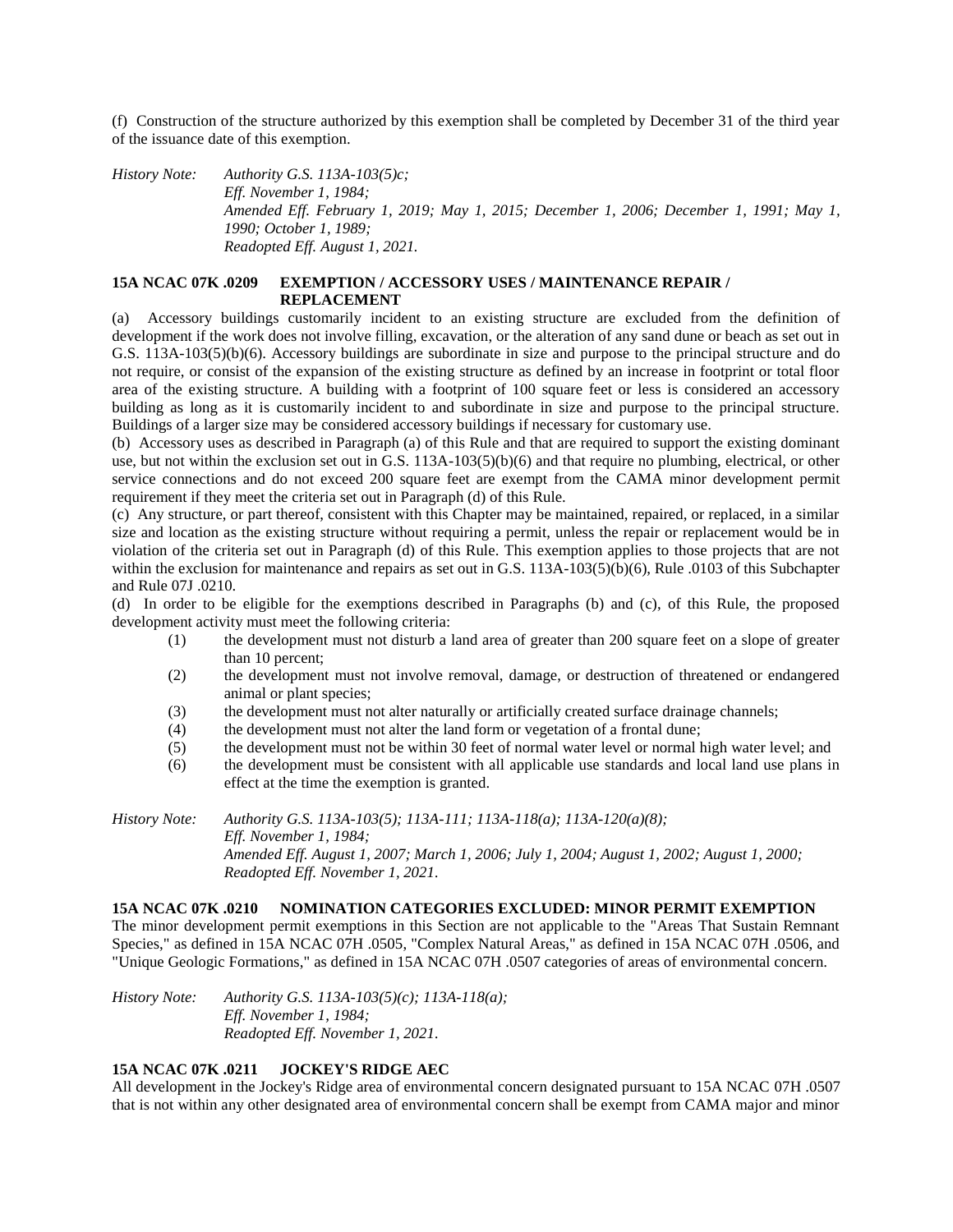(f) Construction of the structure authorized by this exemption shall be completed by December 31 of the third year of the issuance date of this exemption.

*History Note: Authority G.S. 113A-103(5)c;*
*Eff. November 1, 1984;*
*Amended Eff. February 1, 2019; May 1, 2015; December 1, 2006; December 1, 1991; May 1, 1990; October 1, 1989;*
*Readopted Eff. August 1, 2021.*

**15A NCAC 07K .0209 EXEMPTION / ACCESSORY USES / MAINTENANCE REPAIR / REPLACEMENT**

(a) Accessory buildings customarily incident to an existing structure are excluded from the definition of development if the work does not involve filling, excavation, or the alteration of any sand dune or beach as set out in G.S. 113A-103(5)(b)(6). Accessory buildings are subordinate in size and purpose to the principal structure and do not require, or consist of the expansion of the existing structure as defined by an increase in footprint or total floor area of the existing structure. A building with a footprint of 100 square feet or less is considered an accessory building as long as it is customarily incident to and subordinate in size and purpose to the principal structure. Buildings of a larger size may be considered accessory buildings if necessary for customary use.

(b) Accessory uses as described in Paragraph (a) of this Rule and that are required to support the existing dominant use, but not within the exclusion set out in G.S. 113A-103(5)(b)(6) and that require no plumbing, electrical, or other service connections and do not exceed 200 square feet are exempt from the CAMA minor development permit requirement if they meet the criteria set out in Paragraph (d) of this Rule.

(c) Any structure, or part thereof, consistent with this Chapter may be maintained, repaired, or replaced, in a similar size and location as the existing structure without requiring a permit, unless the repair or replacement would be in violation of the criteria set out in Paragraph (d) of this Rule. This exemption applies to those projects that are not within the exclusion for maintenance and repairs as set out in G.S. 113A-103(5)(b)(6), Rule .0103 of this Subchapter and Rule 07J .0210.

(d) In order to be eligible for the exemptions described in Paragraphs (b) and (c), of this Rule, the proposed development activity must meet the following criteria:

- (1) the development must not disturb a land area of greater than 200 square feet on a slope of greater than 10 percent;
- (2) the development must not involve removal, damage, or destruction of threatened or endangered animal or plant species;
- (3) the development must not alter naturally or artificially created surface drainage channels;
- (4) the development must not alter the land form or vegetation of a frontal dune;
- (5) the development must not be within 30 feet of normal water level or normal high water level; and
- (6) the development must be consistent with all applicable use standards and local land use plans in effect at the time the exemption is granted.

*History Note: Authority G.S. 113A-103(5); 113A-111; 113A-118(a); 113A-120(a)(8);*
*Eff. November 1, 1984;*
*Amended Eff. August 1, 2007; March 1, 2006; July 1, 2004; August 1, 2002; August 1, 2000;*
*Readopted Eff. November 1, 2021.*

**15A NCAC 07K .0210 NOMINATION CATEGORIES EXCLUDED: MINOR PERMIT EXEMPTION**

The minor development permit exemptions in this Section are not applicable to the "Areas That Sustain Remnant Species," as defined in 15A NCAC 07H .0505, "Complex Natural Areas," as defined in 15A NCAC 07H .0506, and "Unique Geologic Formations," as defined in 15A NCAC 07H .0507 categories of areas of environmental concern.

*History Note: Authority G.S. 113A-103(5)(c); 113A-118(a);*
*Eff. November 1, 1984;*
*Readopted Eff. November 1, 2021.*

**15A NCAC 07K .0211 JOCKEY'S RIDGE AEC**

All development in the Jockey's Ridge area of environmental concern designated pursuant to 15A NCAC 07H .0507 that is not within any other designated area of environmental concern shall be exempt from CAMA major and minor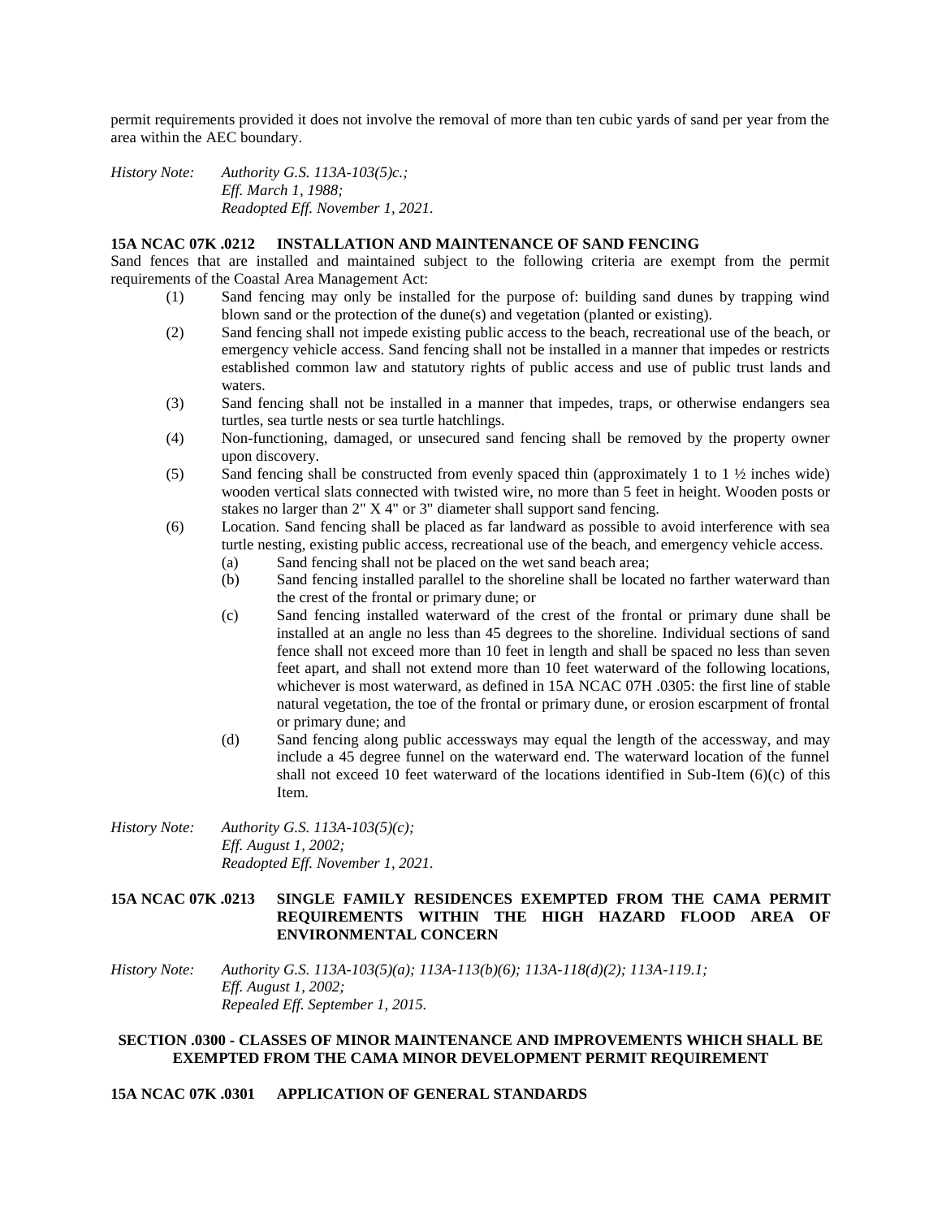permit requirements provided it does not involve the removal of more than ten cubic yards of sand per year from the area within the AEC boundary.

*History Note: Authority G.S. 113A-103(5)c.;*
*Eff. March 1, 1988;*
*Readopted Eff. November 1, 2021.*

**15A NCAC 07K .0212 INSTALLATION AND MAINTENANCE OF SAND FENCING**

Sand fences that are installed and maintained subject to the following criteria are exempt from the permit requirements of the Coastal Area Management Act:

(1) Sand fencing may only be installed for the purpose of: building sand dunes by trapping wind blown sand or the protection of the dune(s) and vegetation (planted or existing).

(2) Sand fencing shall not impede existing public access to the beach, recreational use of the beach, or emergency vehicle access. Sand fencing shall not be installed in a manner that impedes or restricts established common law and statutory rights of public access and use of public trust lands and waters.

(3) Sand fencing shall not be installed in a manner that impedes, traps, or otherwise endangers sea turtles, sea turtle nests or sea turtle hatchlings.

(4) Non-functioning, damaged, or unsecured sand fencing shall be removed by the property owner upon discovery.

(5) Sand fencing shall be constructed from evenly spaced thin (approximately 1 to 1 ½ inches wide) wooden vertical slats connected with twisted wire, no more than 5 feet in height. Wooden posts or stakes no larger than 2" X 4" or 3" diameter shall support sand fencing.

(6) Location. Sand fencing shall be placed as far landward as possible to avoid interference with sea turtle nesting, existing public access, recreational use of the beach, and emergency vehicle access.

  (a) Sand fencing shall not be placed on the wet sand beach area;

  (b) Sand fencing installed parallel to the shoreline shall be located no farther waterward than the crest of the frontal or primary dune; or

  (c) Sand fencing installed waterward of the crest of the frontal or primary dune shall be installed at an angle no less than 45 degrees to the shoreline. Individual sections of sand fence shall not exceed more than 10 feet in length and shall be spaced no less than seven feet apart, and shall not extend more than 10 feet waterward of the following locations, whichever is most waterward, as defined in 15A NCAC 07H .0305: the first line of stable natural vegetation, the toe of the frontal or primary dune, or erosion escarpment of frontal or primary dune; and

  (d) Sand fencing along public accessways may equal the length of the accessway, and may include a 45 degree funnel on the waterward end. The waterward location of the funnel shall not exceed 10 feet waterward of the locations identified in Sub-Item (6)(c) of this Item.

*History Note: Authority G.S. 113A-103(5)(c);*
*Eff. August 1, 2002;*
*Readopted Eff. November 1, 2021.*

**15A NCAC 07K .0213 SINGLE FAMILY RESIDENCES EXEMPTED FROM THE CAMA PERMIT REQUIREMENTS WITHIN THE HIGH HAZARD FLOOD AREA OF ENVIRONMENTAL CONCERN**

*History Note: Authority G.S. 113A-103(5)(a); 113A-113(b)(6); 113A-118(d)(2); 113A-119.1;*
*Eff. August 1, 2002;*
*Repealed Eff. September 1, 2015.*

## SECTION .0300 - CLASSES OF MINOR MAINTENANCE AND IMPROVEMENTS WHICH SHALL BE EXEMPTED FROM THE CAMA MINOR DEVELOPMENT PERMIT REQUIREMENT

**15A NCAC 07K .0301 APPLICATION OF GENERAL STANDARDS**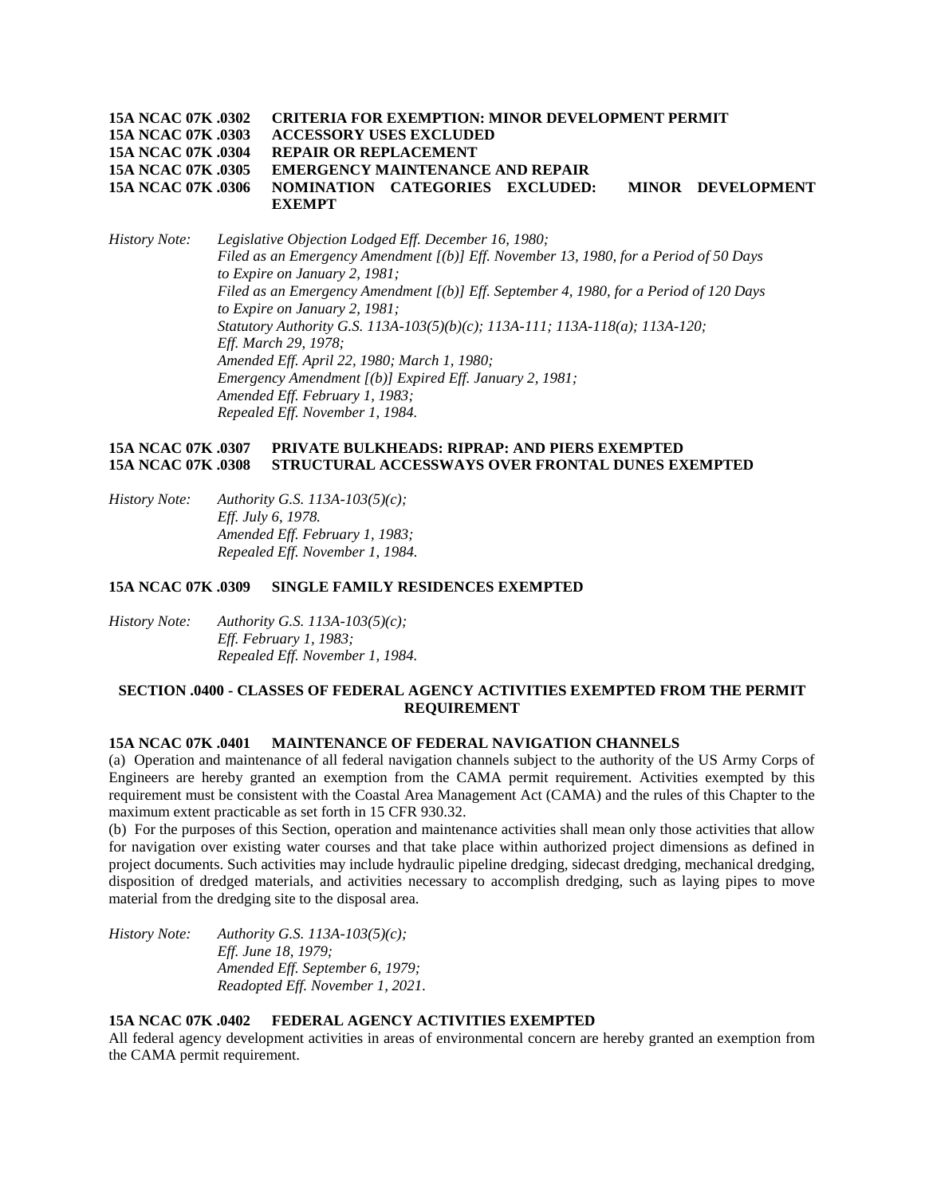**15A NCAC 07K .0302 CRITERIA FOR EXEMPTION: MINOR DEVELOPMENT PERMIT**
**15A NCAC 07K .0303 ACCESSORY USES EXCLUDED**
**15A NCAC 07K .0304 REPAIR OR REPLACEMENT**
**15A NCAC 07K .0305 EMERGENCY MAINTENANCE AND REPAIR**
**15A NCAC 07K .0306 NOMINATION CATEGORIES EXCLUDED: MINOR DEVELOPMENT EXEMPT**

*History Note: Legislative Objection Lodged Eff. December 16, 1980;*
*Filed as an Emergency Amendment [(b)] Eff. November 13, 1980, for a Period of 50 Days to Expire on January 2, 1981;*
*Filed as an Emergency Amendment [(b)] Eff. September 4, 1980, for a Period of 120 Days to Expire on January 2, 1981;*
*Statutory Authority G.S. 113A-103(5)(b)(c); 113A-111; 113A-118(a); 113A-120;*
*Eff. March 29, 1978;*
*Amended Eff. April 22, 1980; March 1, 1980;*
*Emergency Amendment [(b)] Expired Eff. January 2, 1981;*
*Amended Eff. February 1, 1983;*
*Repealed Eff. November 1, 1984.*

**15A NCAC 07K .0307 PRIVATE BULKHEADS: RIPRAP: AND PIERS EXEMPTED**
**15A NCAC 07K .0308 STRUCTURAL ACCESSWAYS OVER FRONTAL DUNES EXEMPTED**

*History Note: Authority G.S. 113A-103(5)(c);*
*Eff. July 6, 1978.*
*Amended Eff. February 1, 1983;*
*Repealed Eff. November 1, 1984.*

**15A NCAC 07K .0309 SINGLE FAMILY RESIDENCES EXEMPTED**

*History Note: Authority G.S. 113A-103(5)(c);*
*Eff. February 1, 1983;*
*Repealed Eff. November 1, 1984.*

## SECTION .0400 - CLASSES OF FEDERAL AGENCY ACTIVITIES EXEMPTED FROM THE PERMIT REQUIREMENT

**15A NCAC 07K .0401 MAINTENANCE OF FEDERAL NAVIGATION CHANNELS**

(a) Operation and maintenance of all federal navigation channels subject to the authority of the US Army Corps of Engineers are hereby granted an exemption from the CAMA permit requirement. Activities exempted by this requirement must be consistent with the Coastal Area Management Act (CAMA) and the rules of this Chapter to the maximum extent practicable as set forth in 15 CFR 930.32.

(b) For the purposes of this Section, operation and maintenance activities shall mean only those activities that allow for navigation over existing water courses and that take place within authorized project dimensions as defined in project documents. Such activities may include hydraulic pipeline dredging, sidecast dredging, mechanical dredging, disposition of dredged materials, and activities necessary to accomplish dredging, such as laying pipes to move material from the dredging site to the disposal area.

*History Note: Authority G.S. 113A-103(5)(c);*
*Eff. June 18, 1979;*
*Amended Eff. September 6, 1979;*
*Readopted Eff. November 1, 2021.*

**15A NCAC 07K .0402 FEDERAL AGENCY ACTIVITIES EXEMPTED**

All federal agency development activities in areas of environmental concern are hereby granted an exemption from the CAMA permit requirement.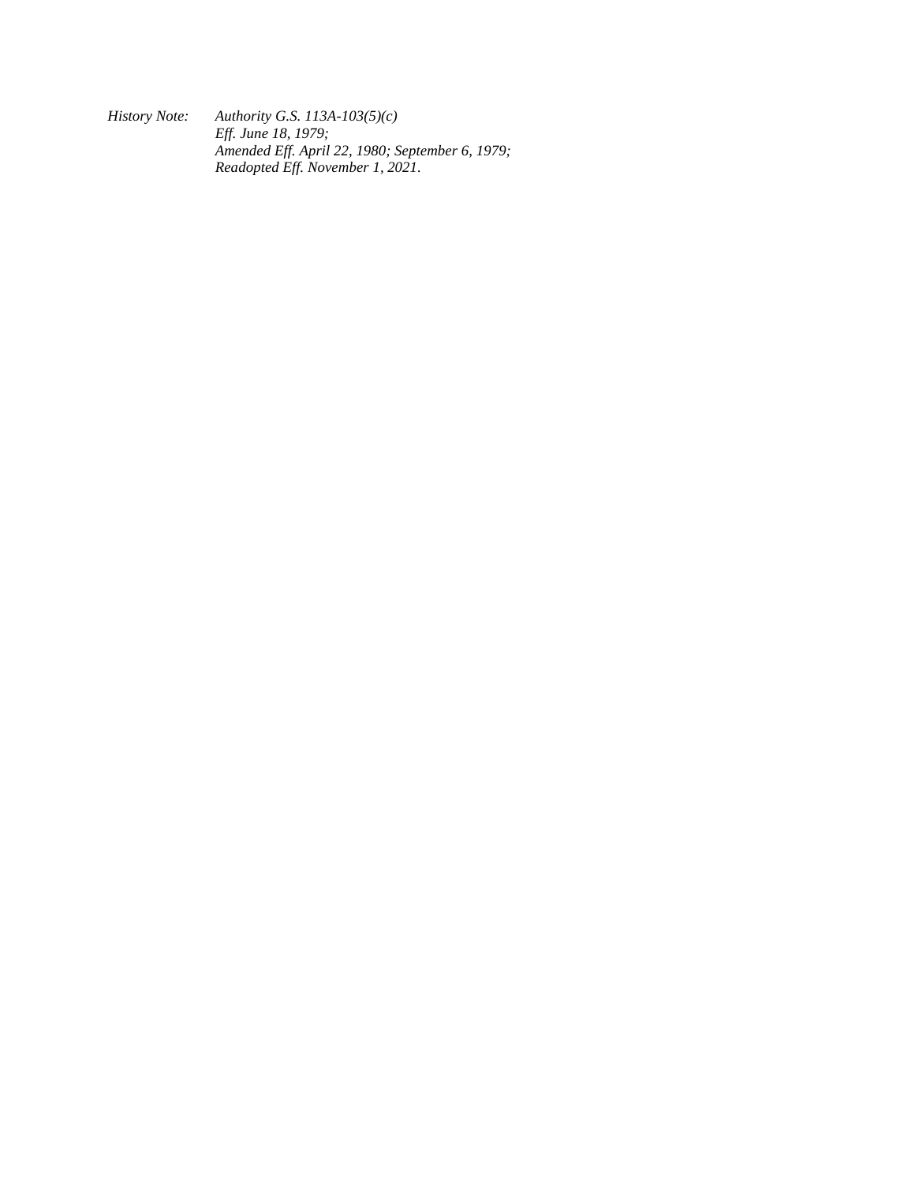*History Note: Authority G.S. 113A-103(5)(c)*
*Eff. June 18, 1979;*
*Amended Eff. April 22, 1980; September 6, 1979;*
*Readopted Eff. November 1, 2021.*